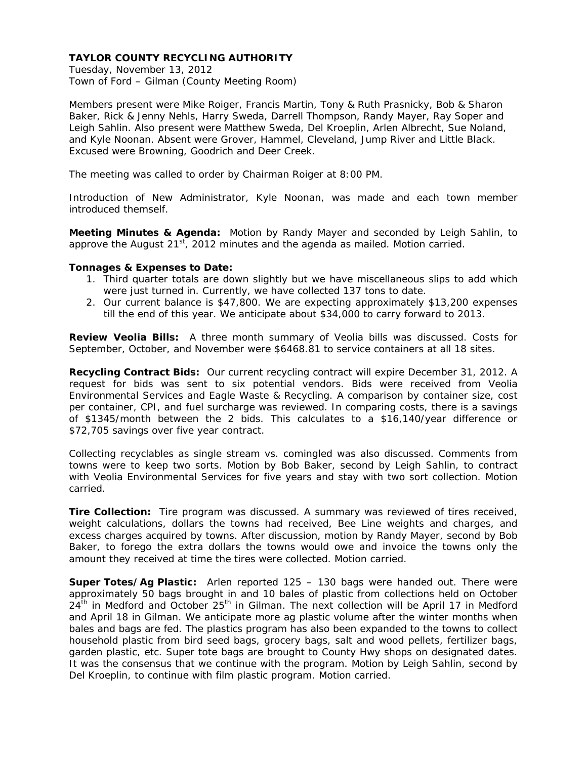# TAYLOR COUNTY RECYCLING AUTHORITY

Tuesday, November 13, 2012
Town of Ford – Gilman (County Meeting Room)

Members present were Mike Roiger, Francis Martin, Tony & Ruth Prasnicky, Bob & Sharon Baker, Rick & Jenny Nehls, Harry Sweda, Darrell Thompson, Randy Mayer, Ray Soper and Leigh Sahlin. Also present were Matthew Sweda, Del Kroeplin, Arlen Albrecht, Sue Noland, and Kyle Noonan. Absent were Grover, Hammel, Cleveland, Jump River and Little Black. Excused were Browning, Goodrich and Deer Creek.

The meeting was called to order by Chairman Roiger at 8:00 PM.

Introduction of New Administrator, Kyle Noonan, was made and each town member introduced themself.

**Meeting Minutes & Agenda:** Motion by Randy Mayer and seconded by Leigh Sahlin, to approve the August 21st, 2012 minutes and the agenda as mailed. Motion carried.

**Tonnages & Expenses to Date:**

1. Third quarter totals are down slightly but we have miscellaneous slips to add which were just turned in. Currently, we have collected 137 tons to date.
2. Our current balance is $47,800. We are expecting approximately $13,200 expenses till the end of this year. We anticipate about $34,000 to carry forward to 2013.

**Review Veolia Bills:** A three month summary of Veolia bills was discussed. Costs for September, October, and November were $6468.81 to service containers at all 18 sites.

**Recycling Contract Bids:** Our current recycling contract will expire December 31, 2012. A request for bids was sent to six potential vendors. Bids were received from Veolia Environmental Services and Eagle Waste & Recycling. A comparison by container size, cost per container, CPI, and fuel surcharge was reviewed. In comparing costs, there is a savings of $1345/month between the 2 bids. This calculates to a $16,140/year difference or $72,705 savings over five year contract.

Collecting recyclables as single stream vs. comingled was also discussed. Comments from towns were to keep two sorts. Motion by Bob Baker, second by Leigh Sahlin, to contract with Veolia Environmental Services for five years and stay with two sort collection. Motion carried.

**Tire Collection:** Tire program was discussed. A summary was reviewed of tires received, weight calculations, dollars the towns had received, Bee Line weights and charges, and excess charges acquired by towns. After discussion, motion by Randy Mayer, second by Bob Baker, to forego the extra dollars the towns would owe and invoice the towns only the amount they received at time the tires were collected. Motion carried.

**Super Totes/Ag Plastic:** Arlen reported 125 – 130 bags were handed out. There were approximately 50 bags brought in and 10 bales of plastic from collections held on October 24th in Medford and October 25th in Gilman. The next collection will be April 17 in Medford and April 18 in Gilman. We anticipate more ag plastic volume after the winter months when bales and bags are fed. The plastics program has also been expanded to the towns to collect household plastic from bird seed bags, grocery bags, salt and wood pellets, fertilizer bags, garden plastic, etc. Super tote bags are brought to County Hwy shops on designated dates. It was the consensus that we continue with the program. Motion by Leigh Sahlin, second by Del Kroeplin, to continue with film plastic program. Motion carried.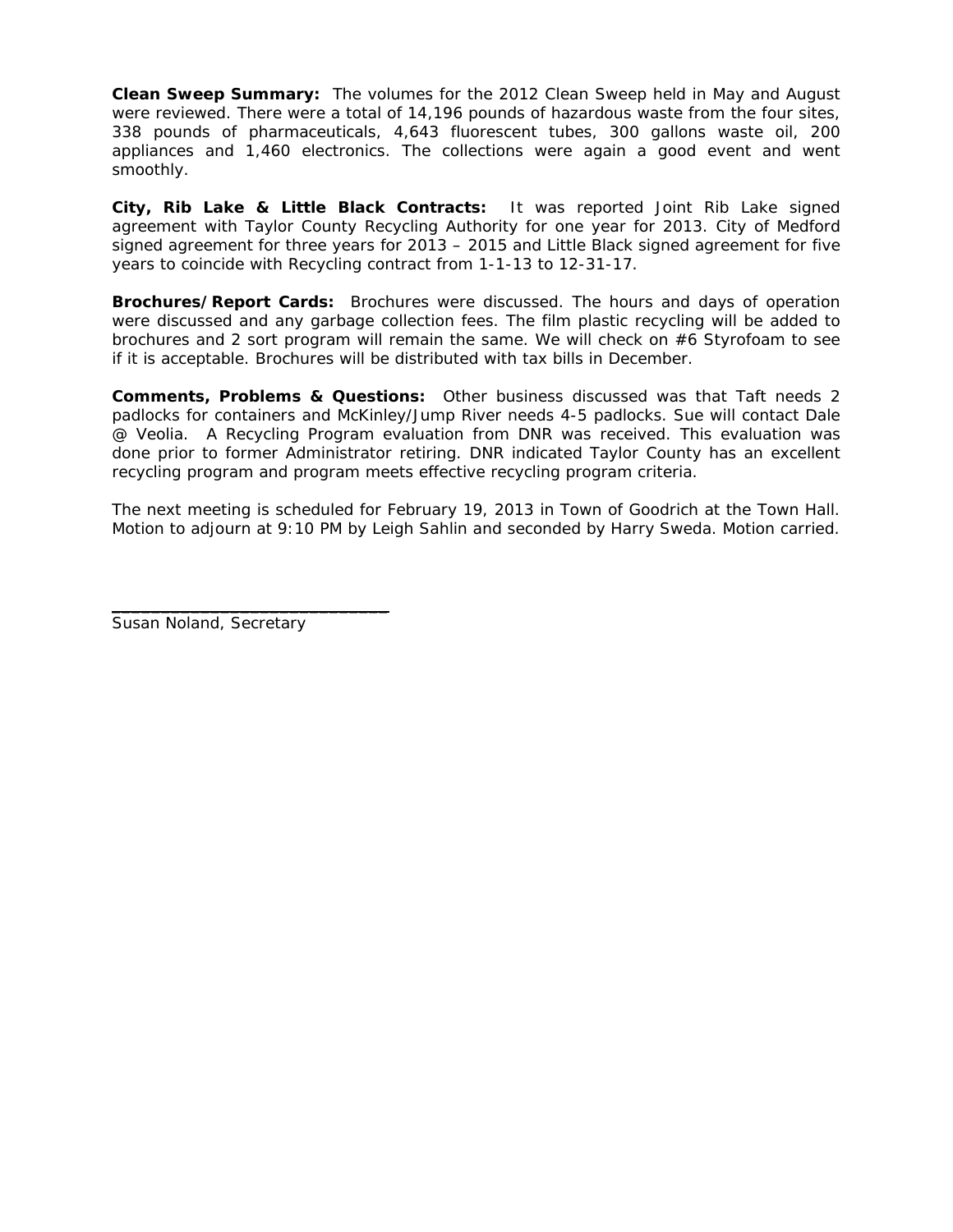**Clean Sweep Summary:** The volumes for the 2012 Clean Sweep held in May and August were reviewed. There were a total of 14,196 pounds of hazardous waste from the four sites, 338 pounds of pharmaceuticals, 4,643 fluorescent tubes, 300 gallons waste oil, 200 appliances and 1,460 electronics. The collections were again a good event and went smoothly.

**City, Rib Lake & Little Black Contracts:** It was reported Joint Rib Lake signed agreement with Taylor County Recycling Authority for one year for 2013. City of Medford signed agreement for three years for 2013 – 2015 and Little Black signed agreement for five years to coincide with Recycling contract from 1-1-13 to 12-31-17.

**Brochures/Report Cards:** Brochures were discussed. The hours and days of operation were discussed and any garbage collection fees. The film plastic recycling will be added to brochures and 2 sort program will remain the same. We will check on #6 Styrofoam to see if it is acceptable. Brochures will be distributed with tax bills in December.

**Comments, Problems & Questions:** Other business discussed was that Taft needs 2 padlocks for containers and McKinley/Jump River needs 4-5 padlocks. Sue will contact Dale @ Veolia. A Recycling Program evaluation from DNR was received. This evaluation was done prior to former Administrator retiring. DNR indicated Taylor County has an excellent recycling program and program meets effective recycling program criteria.

The next meeting is scheduled for February 19, 2013 in Town of Goodrich at the Town Hall. Motion to adjourn at 9:10 PM by Leigh Sahlin and seconded by Harry Sweda. Motion carried.

______________________________
Susan Noland, Secretary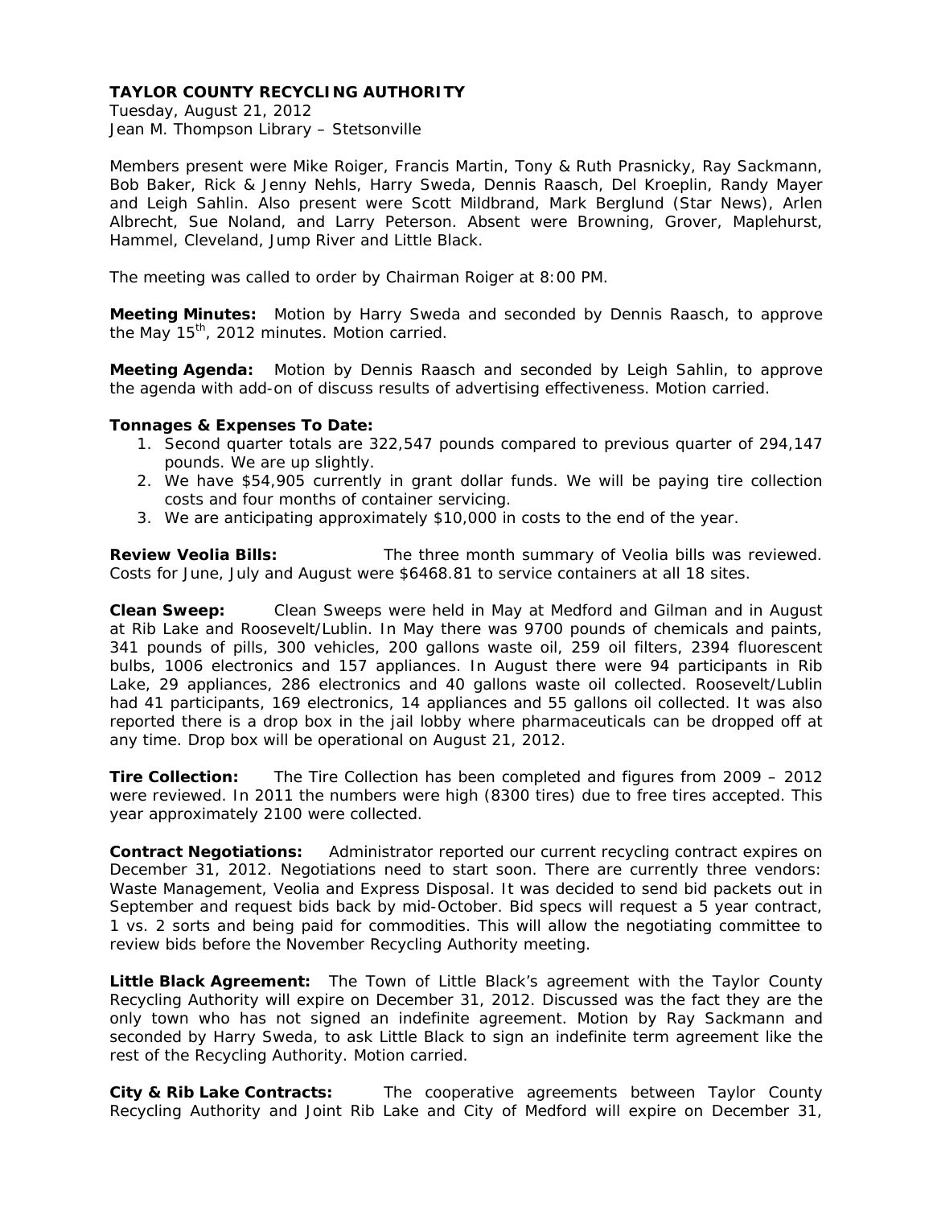**TAYLOR COUNTY RECYCLING AUTHORITY**
Tuesday, August 21, 2012
Jean M. Thompson Library – Stetsonville

Members present were Mike Roiger, Francis Martin, Tony & Ruth Prasnicky, Ray Sackmann, Bob Baker, Rick & Jenny Nehls, Harry Sweda, Dennis Raasch, Del Kroeplin, Randy Mayer and Leigh Sahlin. Also present were Scott Mildbrand, Mark Berglund (Star News), Arlen Albrecht, Sue Noland, and Larry Peterson. Absent were Browning, Grover, Maplehurst, Hammel, Cleveland, Jump River and Little Black.

The meeting was called to order by Chairman Roiger at 8:00 PM.

**Meeting Minutes:** Motion by Harry Sweda and seconded by Dennis Raasch, to approve the May 15th, 2012 minutes. Motion carried.

**Meeting Agenda:** Motion by Dennis Raasch and seconded by Leigh Sahlin, to approve the agenda with add-on of discuss results of advertising effectiveness. Motion carried.

**Tonnages & Expenses To Date:**

1. Second quarter totals are 322,547 pounds compared to previous quarter of 294,147 pounds. We are up slightly.
2. We have $54,905 currently in grant dollar funds. We will be paying tire collection costs and four months of container servicing.
3. We are anticipating approximately $10,000 in costs to the end of the year.

**Review Veolia Bills:** The three month summary of Veolia bills was reviewed. Costs for June, July and August were $6468.81 to service containers at all 18 sites.

**Clean Sweep:** Clean Sweeps were held in May at Medford and Gilman and in August at Rib Lake and Roosevelt/Lublin. In May there was 9700 pounds of chemicals and paints, 341 pounds of pills, 300 vehicles, 200 gallons waste oil, 259 oil filters, 2394 fluorescent bulbs, 1006 electronics and 157 appliances. In August there were 94 participants in Rib Lake, 29 appliances, 286 electronics and 40 gallons waste oil collected. Roosevelt/Lublin had 41 participants, 169 electronics, 14 appliances and 55 gallons oil collected. It was also reported there is a drop box in the jail lobby where pharmaceuticals can be dropped off at any time. Drop box will be operational on August 21, 2012.

**Tire Collection:** The Tire Collection has been completed and figures from 2009 – 2012 were reviewed. In 2011 the numbers were high (8300 tires) due to free tires accepted. This year approximately 2100 were collected.

**Contract Negotiations:** Administrator reported our current recycling contract expires on December 31, 2012. Negotiations need to start soon. There are currently three vendors: Waste Management, Veolia and Express Disposal. It was decided to send bid packets out in September and request bids back by mid-October. Bid specs will request a 5 year contract, 1 vs. 2 sorts and being paid for commodities. This will allow the negotiating committee to review bids before the November Recycling Authority meeting.

**Little Black Agreement:** The Town of Little Black's agreement with the Taylor County Recycling Authority will expire on December 31, 2012. Discussed was the fact they are the only town who has not signed an indefinite agreement. Motion by Ray Sackmann and seconded by Harry Sweda, to ask Little Black to sign an indefinite term agreement like the rest of the Recycling Authority. Motion carried.

**City & Rib Lake Contracts:** The cooperative agreements between Taylor County Recycling Authority and Joint Rib Lake and City of Medford will expire on December 31,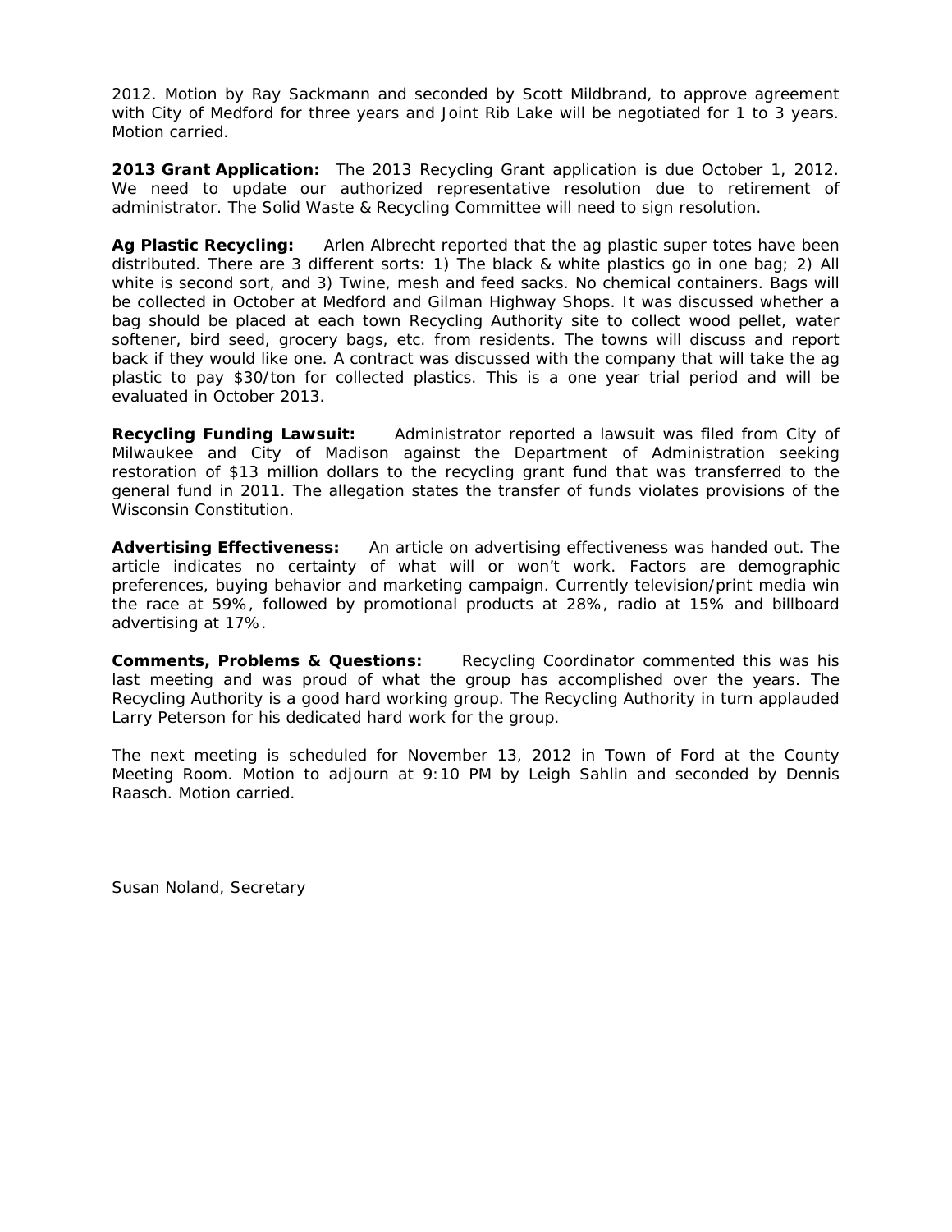2012. Motion by Ray Sackmann and seconded by Scott Mildbrand, to approve agreement with City of Medford for three years and Joint Rib Lake will be negotiated for 1 to 3 years. Motion carried.

**2013 Grant Application:** The 2013 Recycling Grant application is due October 1, 2012. We need to update our authorized representative resolution due to retirement of administrator. The Solid Waste & Recycling Committee will need to sign resolution.

**Ag Plastic Recycling:** Arlen Albrecht reported that the ag plastic super totes have been distributed. There are 3 different sorts: 1) The black & white plastics go in one bag; 2) All white is second sort, and 3) Twine, mesh and feed sacks. No chemical containers. Bags will be collected in October at Medford and Gilman Highway Shops. It was discussed whether a bag should be placed at each town Recycling Authority site to collect wood pellet, water softener, bird seed, grocery bags, etc. from residents. The towns will discuss and report back if they would like one. A contract was discussed with the company that will take the ag plastic to pay $30/ton for collected plastics. This is a one year trial period and will be evaluated in October 2013.

**Recycling Funding Lawsuit:** Administrator reported a lawsuit was filed from City of Milwaukee and City of Madison against the Department of Administration seeking restoration of $13 million dollars to the recycling grant fund that was transferred to the general fund in 2011. The allegation states the transfer of funds violates provisions of the Wisconsin Constitution.

**Advertising Effectiveness:** An article on advertising effectiveness was handed out. The article indicates no certainty of what will or won't work. Factors are demographic preferences, buying behavior and marketing campaign. Currently television/print media win the race at 59%, followed by promotional products at 28%, radio at 15% and billboard advertising at 17%.

**Comments, Problems & Questions:** Recycling Coordinator commented this was his last meeting and was proud of what the group has accomplished over the years. The Recycling Authority is a good hard working group. The Recycling Authority in turn applauded Larry Peterson for his dedicated hard work for the group.

The next meeting is scheduled for November 13, 2012 in Town of Ford at the County Meeting Room. Motion to adjourn at 9:10 PM by Leigh Sahlin and seconded by Dennis Raasch. Motion carried.

Susan Noland, Secretary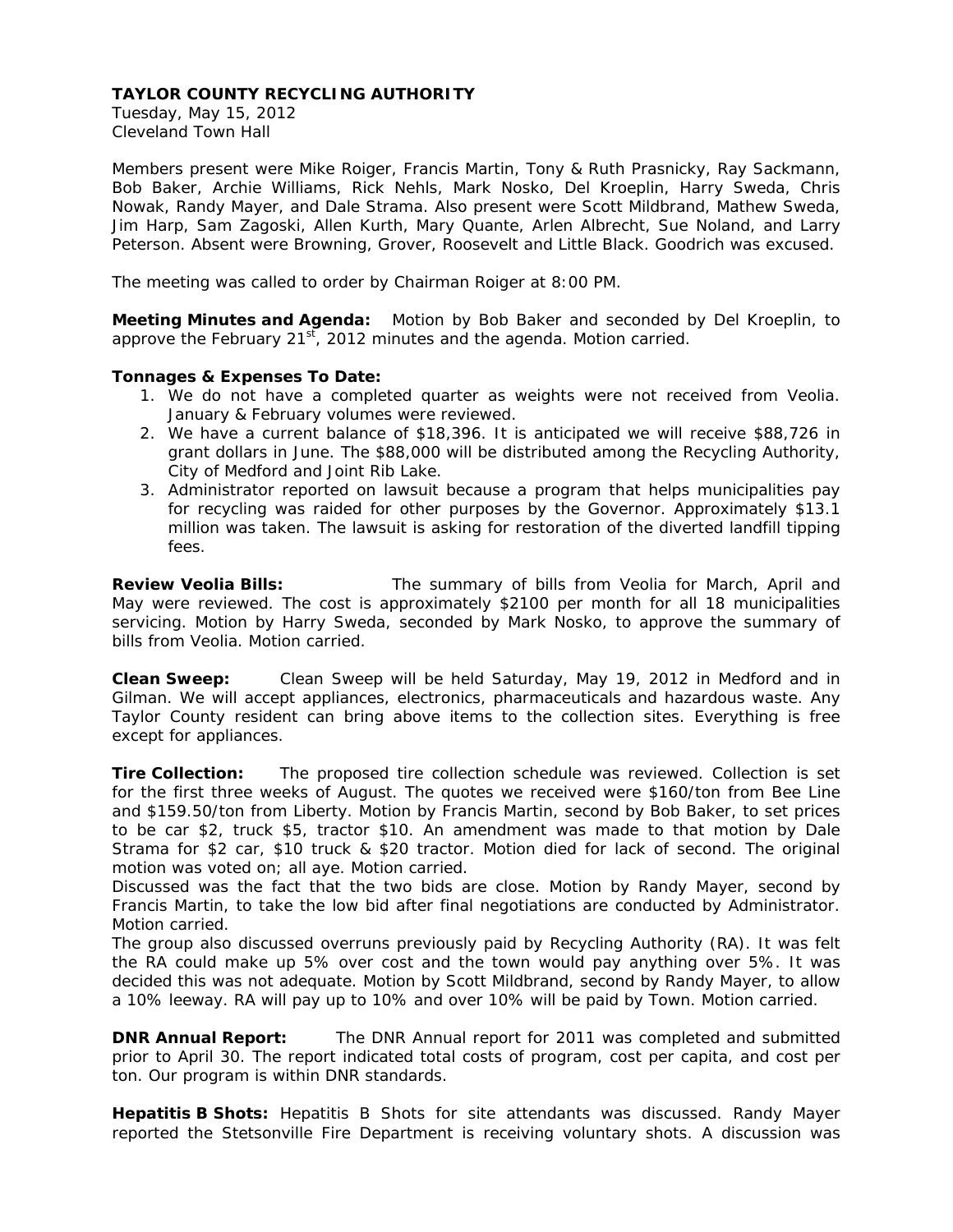**TAYLOR COUNTY RECYCLING AUTHORITY**

Tuesday, May 15, 2012

Cleveland Town Hall

Members present were Mike Roiger, Francis Martin, Tony & Ruth Prasnicky, Ray Sackmann, Bob Baker, Archie Williams, Rick Nehls, Mark Nosko, Del Kroeplin, Harry Sweda, Chris Nowak, Randy Mayer, and Dale Strama. Also present were Scott Mildbrand, Mathew Sweda, Jim Harp, Sam Zagoski, Allen Kurth, Mary Quante, Arlen Albrecht, Sue Noland, and Larry Peterson. Absent were Browning, Grover, Roosevelt and Little Black. Goodrich was excused.

The meeting was called to order by Chairman Roiger at 8:00 PM.

**Meeting Minutes and Agenda:** Motion by Bob Baker and seconded by Del Kroeplin, to approve the February 21st, 2012 minutes and the agenda. Motion carried.

**Tonnages & Expenses To Date:**

1. We do not have a completed quarter as weights were not received from Veolia. January & February volumes were reviewed.
2. We have a current balance of $18,396. It is anticipated we will receive $88,726 in grant dollars in June. The $88,000 will be distributed among the Recycling Authority, City of Medford and Joint Rib Lake.
3. Administrator reported on lawsuit because a program that helps municipalities pay for recycling was raided for other purposes by the Governor. Approximately $13.1 million was taken. The lawsuit is asking for restoration of the diverted landfill tipping fees.

**Review Veolia Bills:** The summary of bills from Veolia for March, April and May were reviewed. The cost is approximately $2100 per month for all 18 municipalities servicing. Motion by Harry Sweda, seconded by Mark Nosko, to approve the summary of bills from Veolia. Motion carried.

**Clean Sweep:** Clean Sweep will be held Saturday, May 19, 2012 in Medford and in Gilman. We will accept appliances, electronics, pharmaceuticals and hazardous waste. Any Taylor County resident can bring above items to the collection sites. Everything is free except for appliances.

**Tire Collection:** The proposed tire collection schedule was reviewed. Collection is set for the first three weeks of August. The quotes we received were $160/ton from Bee Line and $159.50/ton from Liberty. Motion by Francis Martin, second by Bob Baker, to set prices to be car $2, truck $5, tractor $10. An amendment was made to that motion by Dale Strama for $2 car, $10 truck & $20 tractor. Motion died for lack of second. The original motion was voted on; all aye. Motion carried.

Discussed was the fact that the two bids are close. Motion by Randy Mayer, second by Francis Martin, to take the low bid after final negotiations are conducted by Administrator. Motion carried.

The group also discussed overruns previously paid by Recycling Authority (RA). It was felt the RA could make up 5% over cost and the town would pay anything over 5%. It was decided this was not adequate. Motion by Scott Mildbrand, second by Randy Mayer, to allow a 10% leeway. RA will pay up to 10% and over 10% will be paid by Town. Motion carried.

**DNR Annual Report:** The DNR Annual report for 2011 was completed and submitted prior to April 30. The report indicated total costs of program, cost per capita, and cost per ton. Our program is within DNR standards.

**Hepatitis B Shots:** Hepatitis B Shots for site attendants was discussed. Randy Mayer reported the Stetsonville Fire Department is receiving voluntary shots. A discussion was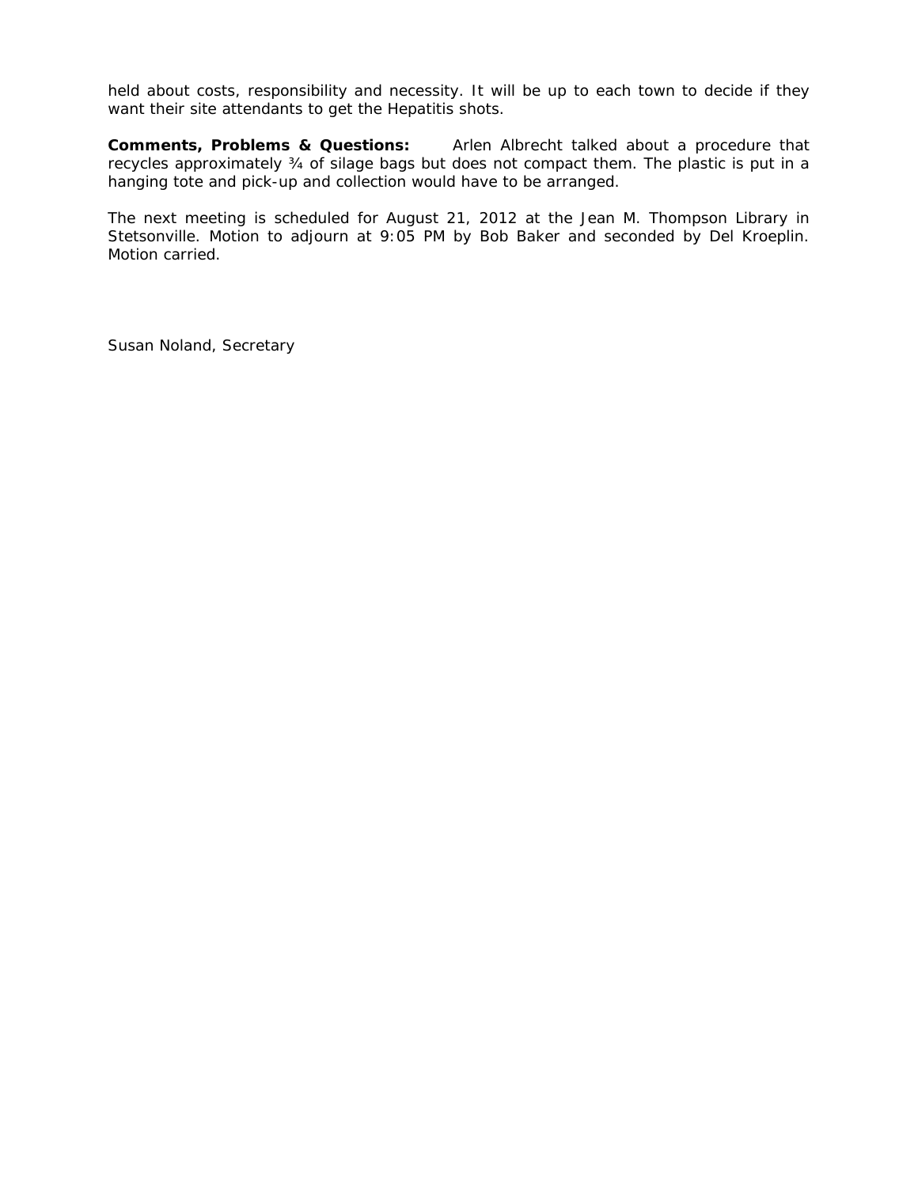held about costs, responsibility and necessity. It will be up to each town to decide if they want their site attendants to get the Hepatitis shots.

**Comments, Problems & Questions:** Arlen Albrecht talked about a procedure that recycles approximately ¾ of silage bags but does not compact them. The plastic is put in a hanging tote and pick-up and collection would have to be arranged.

The next meeting is scheduled for August 21, 2012 at the Jean M. Thompson Library in Stetsonville. Motion to adjourn at 9:05 PM by Bob Baker and seconded by Del Kroeplin. Motion carried.

Susan Noland, Secretary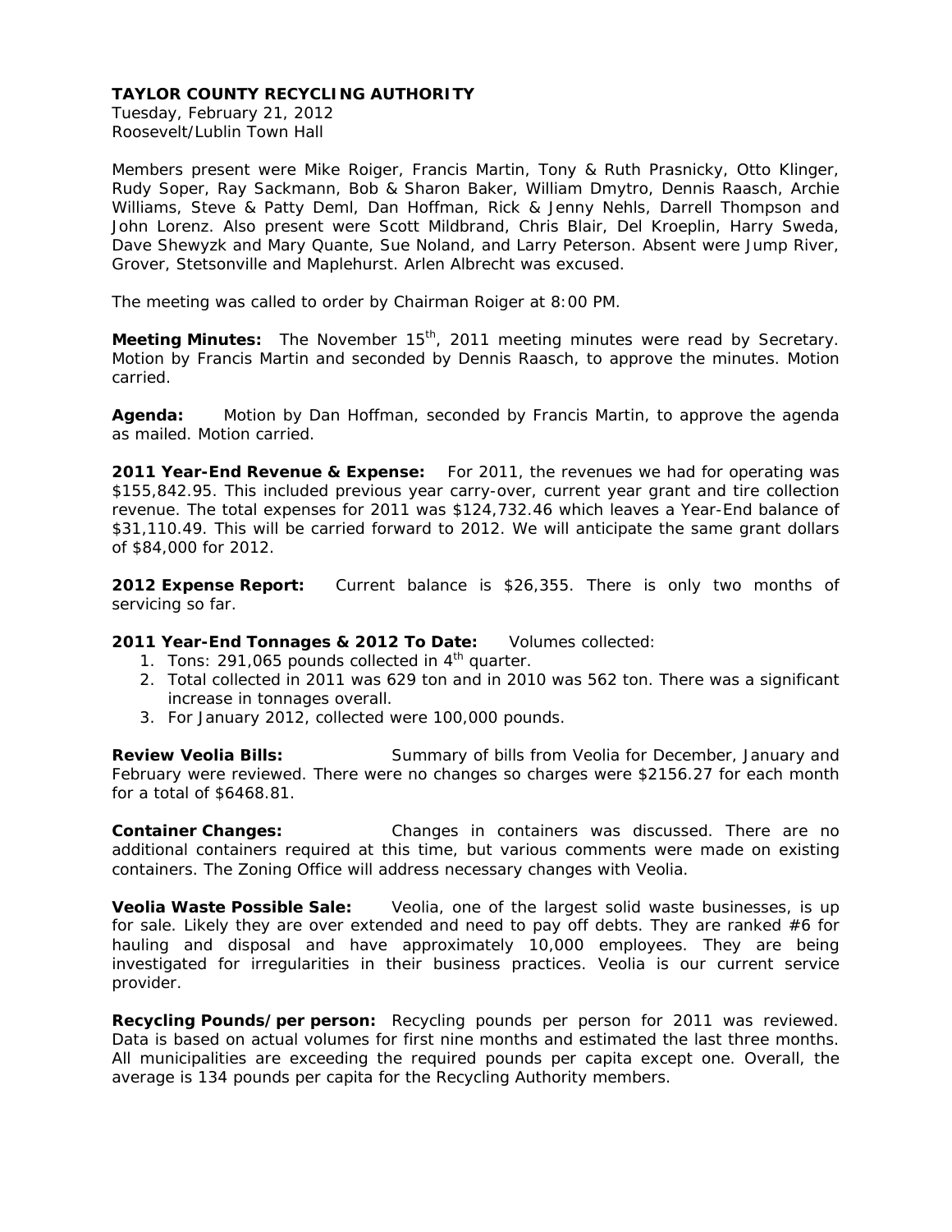**TAYLOR COUNTY RECYCLING AUTHORITY**
Tuesday, February 21, 2012
Roosevelt/Lublin Town Hall

Members present were Mike Roiger, Francis Martin, Tony & Ruth Prasnicky, Otto Klinger, Rudy Soper, Ray Sackmann, Bob & Sharon Baker, William Dmytro, Dennis Raasch, Archie Williams, Steve & Patty Deml, Dan Hoffman, Rick & Jenny Nehls, Darrell Thompson and John Lorenz. Also present were Scott Mildbrand, Chris Blair, Del Kroeplin, Harry Sweda, Dave Shewyzk and Mary Quante, Sue Noland, and Larry Peterson. Absent were Jump River, Grover, Stetsonville and Maplehurst. Arlen Albrecht was excused.

The meeting was called to order by Chairman Roiger at 8:00 PM.

**Meeting Minutes:** The November 15th, 2011 meeting minutes were read by Secretary. Motion by Francis Martin and seconded by Dennis Raasch, to approve the minutes. Motion carried.

**Agenda:** Motion by Dan Hoffman, seconded by Francis Martin, to approve the agenda as mailed. Motion carried.

**2011 Year-End Revenue & Expense:** For 2011, the revenues we had for operating was $155,842.95. This included previous year carry-over, current year grant and tire collection revenue. The total expenses for 2011 was $124,732.46 which leaves a Year-End balance of $31,110.49. This will be carried forward to 2012. We will anticipate the same grant dollars of $84,000 for 2012.

**2012 Expense Report:** Current balance is $26,355. There is only two months of servicing so far.

**2011 Year-End Tonnages & 2012 To Date:** Volumes collected:

1. Tons: 291,065 pounds collected in 4th quarter.
2. Total collected in 2011 was 629 ton and in 2010 was 562 ton. There was a significant increase in tonnages overall.
3. For January 2012, collected were 100,000 pounds.

**Review Veolia Bills:** Summary of bills from Veolia for December, January and February were reviewed. There were no changes so charges were $2156.27 for each month for a total of $6468.81.

**Container Changes:** Changes in containers was discussed. There are no additional containers required at this time, but various comments were made on existing containers. The Zoning Office will address necessary changes with Veolia.

**Veolia Waste Possible Sale:** Veolia, one of the largest solid waste businesses, is up for sale. Likely they are over extended and need to pay off debts. They are ranked #6 for hauling and disposal and have approximately 10,000 employees. They are being investigated for irregularities in their business practices. Veolia is our current service provider.

**Recycling Pounds/per person:** Recycling pounds per person for 2011 was reviewed. Data is based on actual volumes for first nine months and estimated the last three months. All municipalities are exceeding the required pounds per capita except one. Overall, the average is 134 pounds per capita for the Recycling Authority members.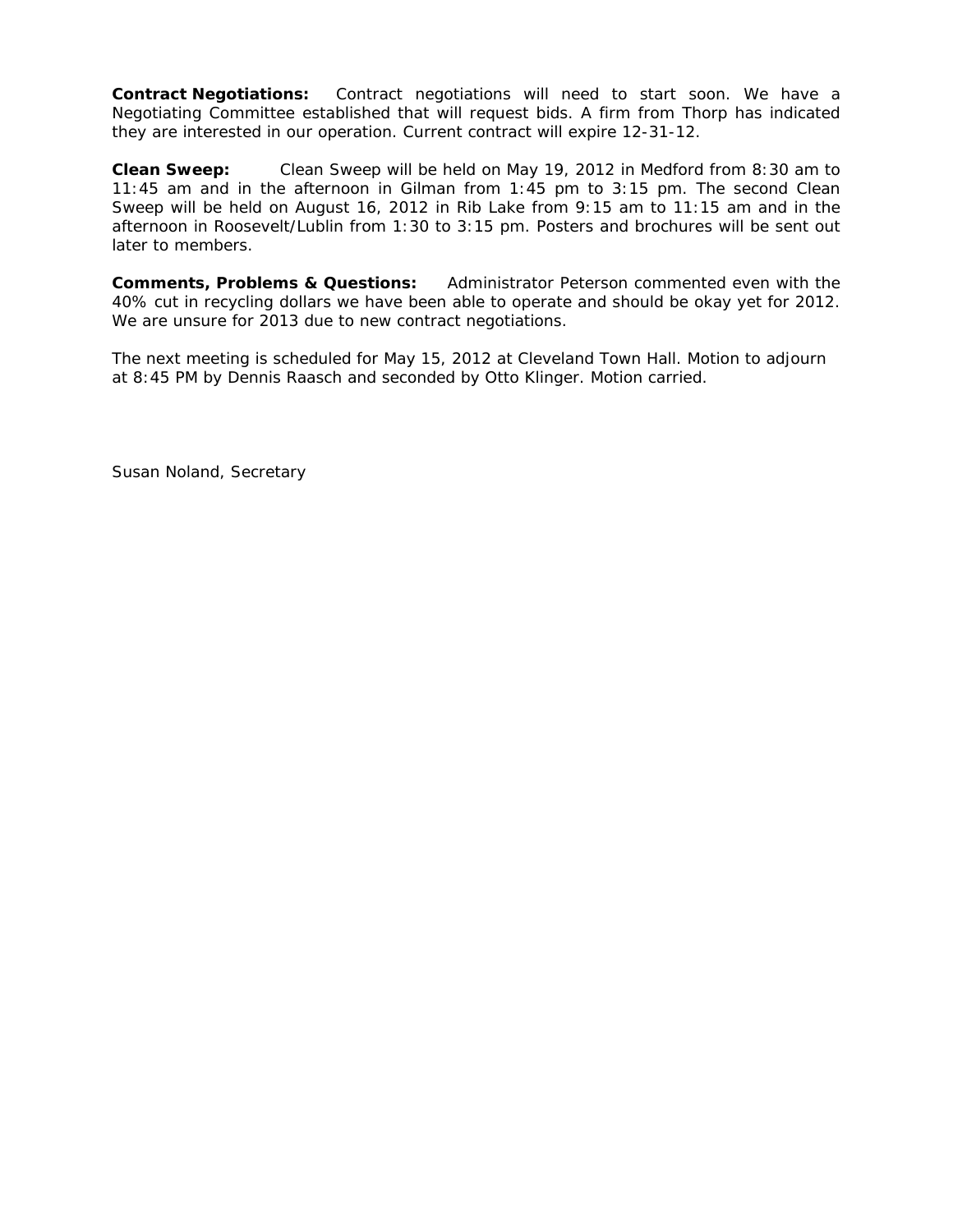**Contract Negotiations:** Contract negotiations will need to start soon. We have a Negotiating Committee established that will request bids. A firm from Thorp has indicated they are interested in our operation. Current contract will expire 12-31-12.

**Clean Sweep:** Clean Sweep will be held on May 19, 2012 in Medford from 8:30 am to 11:45 am and in the afternoon in Gilman from 1:45 pm to 3:15 pm. The second Clean Sweep will be held on August 16, 2012 in Rib Lake from 9:15 am to 11:15 am and in the afternoon in Roosevelt/Lublin from 1:30 to 3:15 pm. Posters and brochures will be sent out later to members.

**Comments, Problems & Questions:** Administrator Peterson commented even with the 40% cut in recycling dollars we have been able to operate and should be okay yet for 2012. We are unsure for 2013 due to new contract negotiations.

The next meeting is scheduled for May 15, 2012 at Cleveland Town Hall. Motion to adjourn at 8:45 PM by Dennis Raasch and seconded by Otto Klinger. Motion carried.

Susan Noland, Secretary